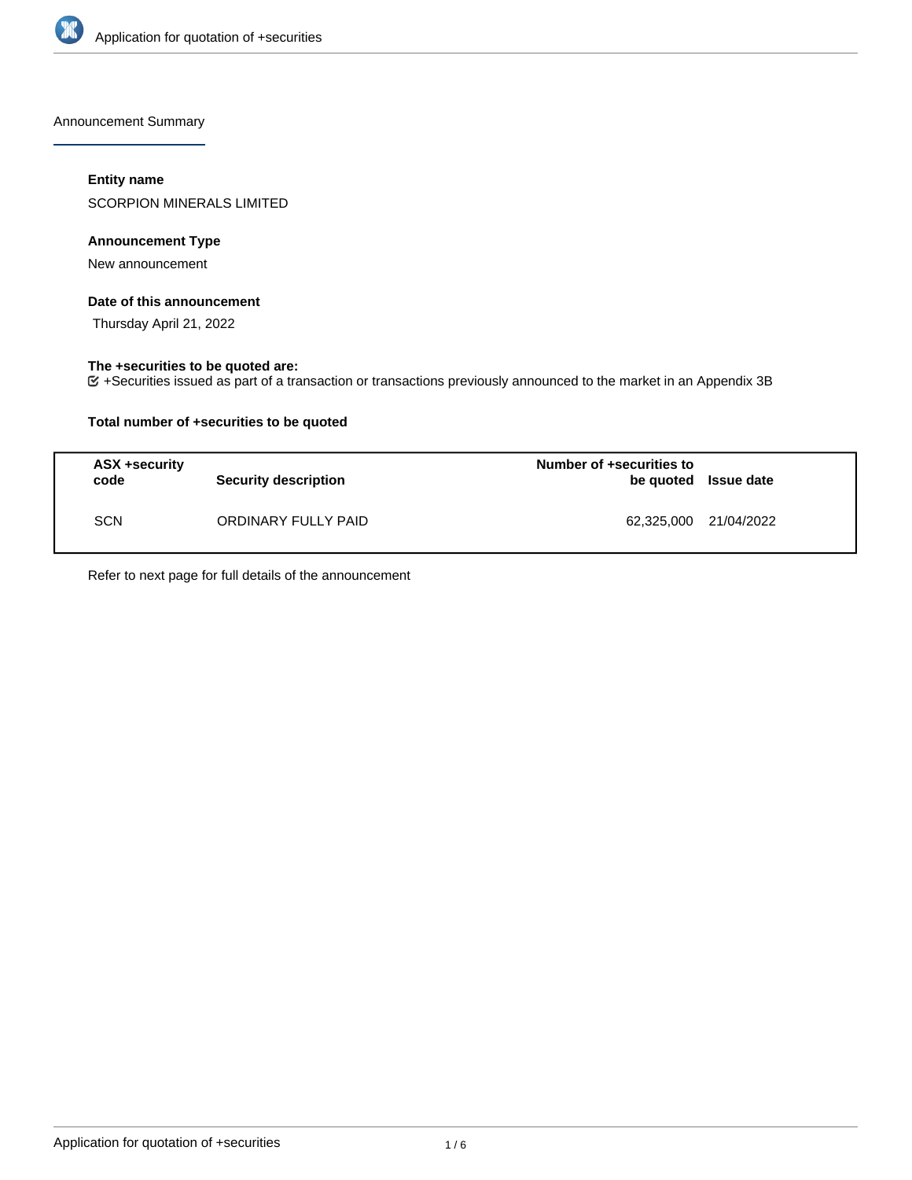Announcement Summary

**Entity name**

SCORPION MINERALS LIMITED

**Announcement Type**

New announcement

**Date of this announcement**

Thursday April 21, 2022

**The +securities to be quoted are:**

+Securities issued as part of a transaction or transactions previously announced to the market in an Appendix 3B

**Total number of +securities to be quoted**

| ASX +security code | Security description | Number of +securities to be quoted | Issue date |
|---|---|---|---|
| SCN | ORDINARY FULLY PAID | 62,325,000 | 21/04/2022 |

Refer to next page for full details of the announcement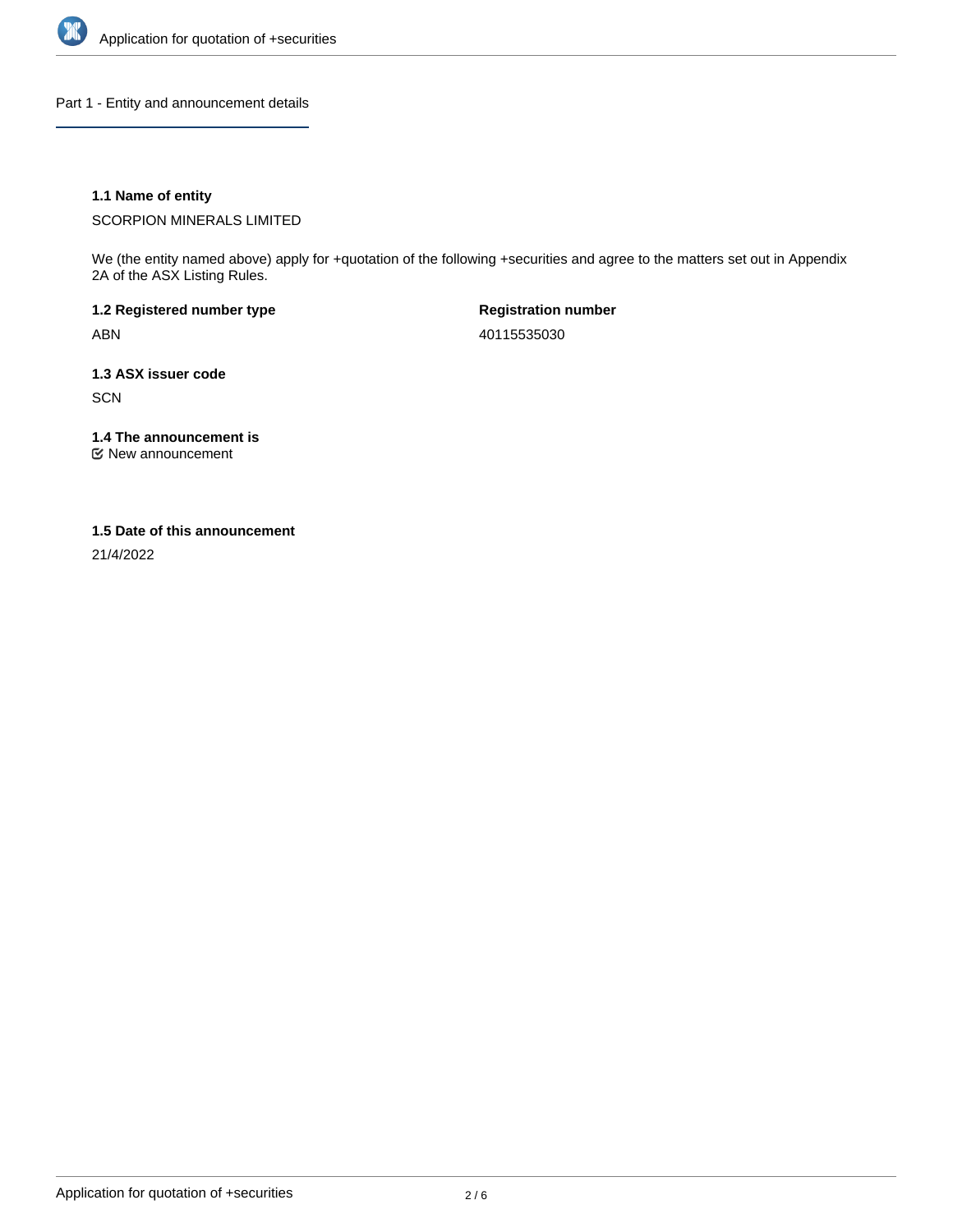## Part 1 - Entity and announcement details

### 1.1 Name of entity

SCORPION MINERALS LIMITED

We (the entity named above) apply for +quotation of the following +securities and agree to the matters set out in Appendix 2A of the ASX Listing Rules.

**1.2 Registered number type**

ABN

**Registration number**

40115535030

### 1.3 ASX issuer code

SCN

### 1.4 The announcement is

☑ New announcement

### 1.5 Date of this announcement

21/4/2022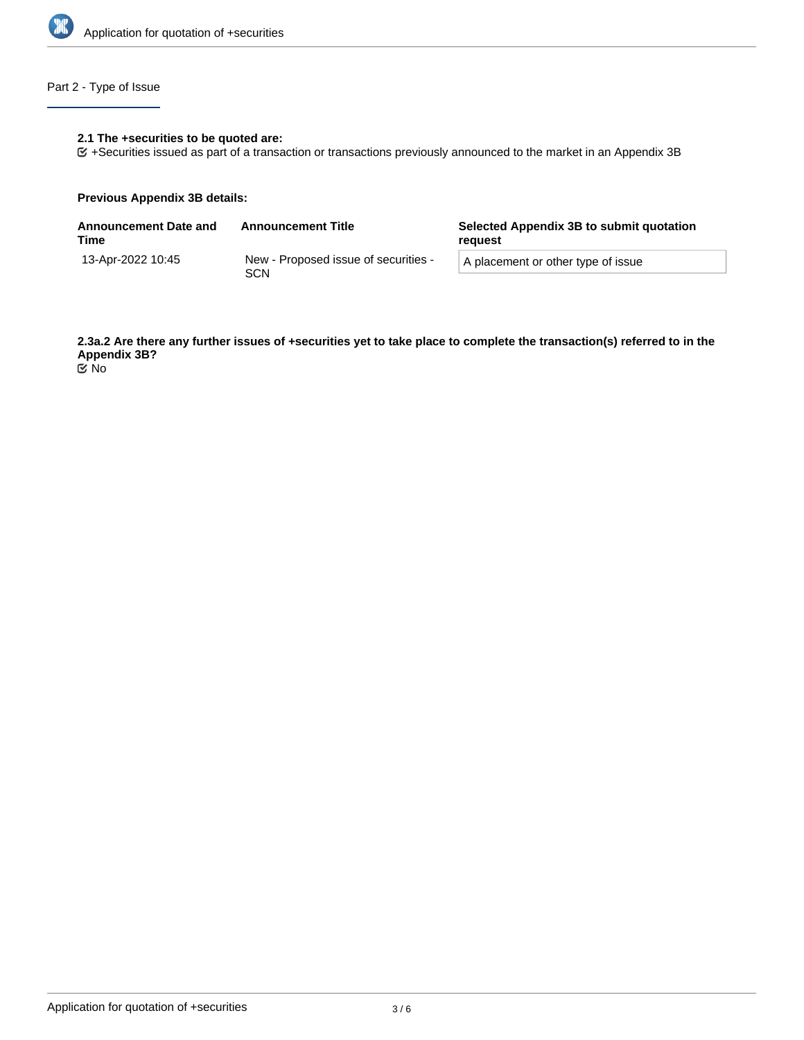## Part 2 - Type of Issue

**2.1 The +securities to be quoted are:**

☑ +Securities issued as part of a transaction or transactions previously announced to the market in an Appendix 3B

**Previous Appendix 3B details:**

| Announcement Date and Time | Announcement Title | Selected Appendix 3B to submit quotation request |
| --- | --- | --- |
| 13-Apr-2022 10:45 | New - Proposed issue of securities - SCN | A placement or other type of issue |

**2.3a.2 Are there any further issues of +securities yet to take place to complete the transaction(s) referred to in the Appendix 3B?**

☑ No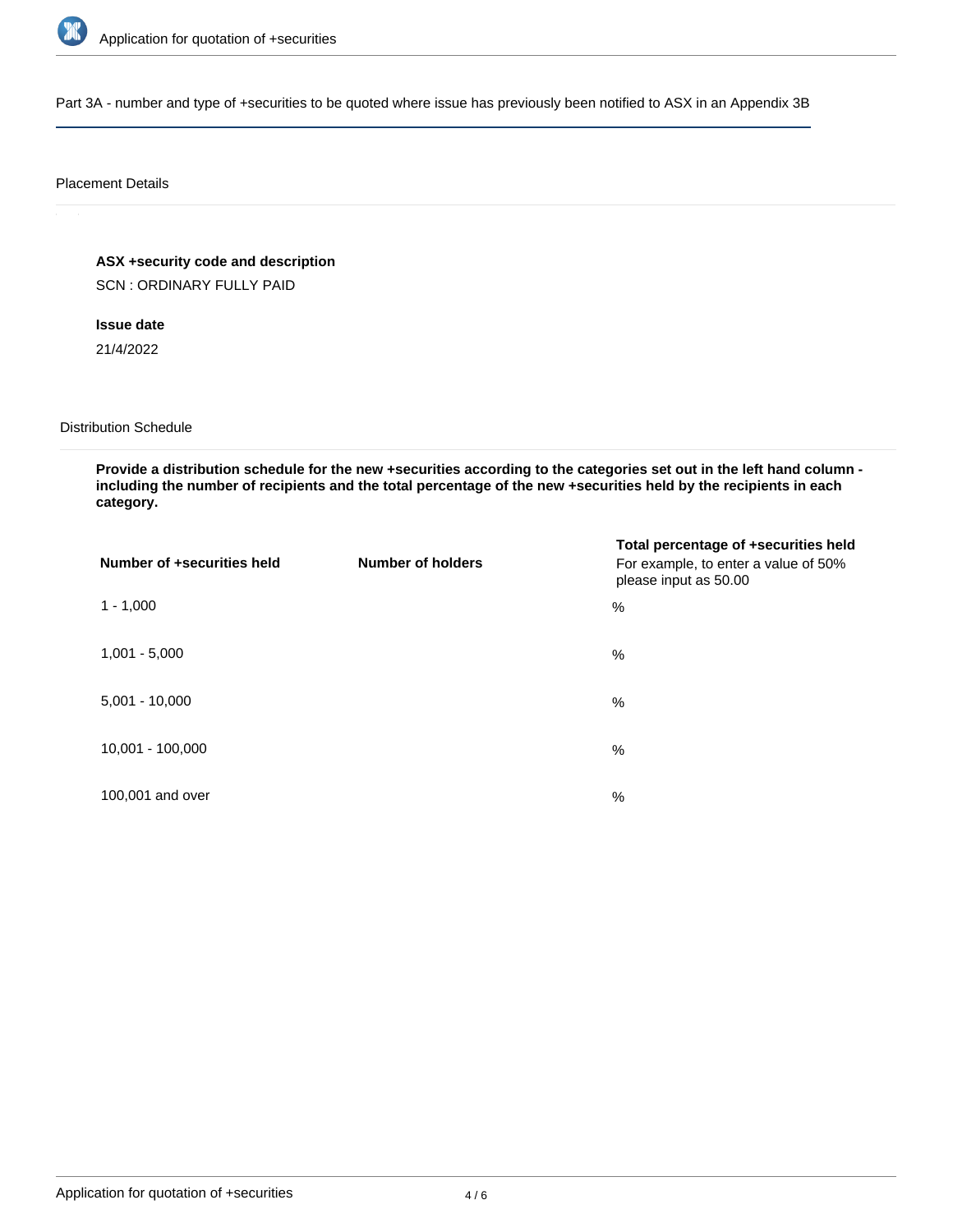Part 3A - number and type of +securities to be quoted where issue has previously been notified to ASX in an Appendix 3B

Placement Details

**ASX +security code and description**

SCN : ORDINARY FULLY PAID

**Issue date**

21/4/2022

Distribution Schedule

**Provide a distribution schedule for the new +securities according to the categories set out in the left hand column - including the number of recipients and the total percentage of the new +securities held by the recipients in each category.**

| Number of +securities held | Number of holders | Total percentage of +securities held For example, to enter a value of 50% please input as 50.00 |
| --- | --- | --- |
| 1 - 1,000 | | % |
| 1,001 - 5,000 | | % |
| 5,001 - 10,000 | | % |
| 10,001 - 100,000 | | % |
| 100,001 and over | | % |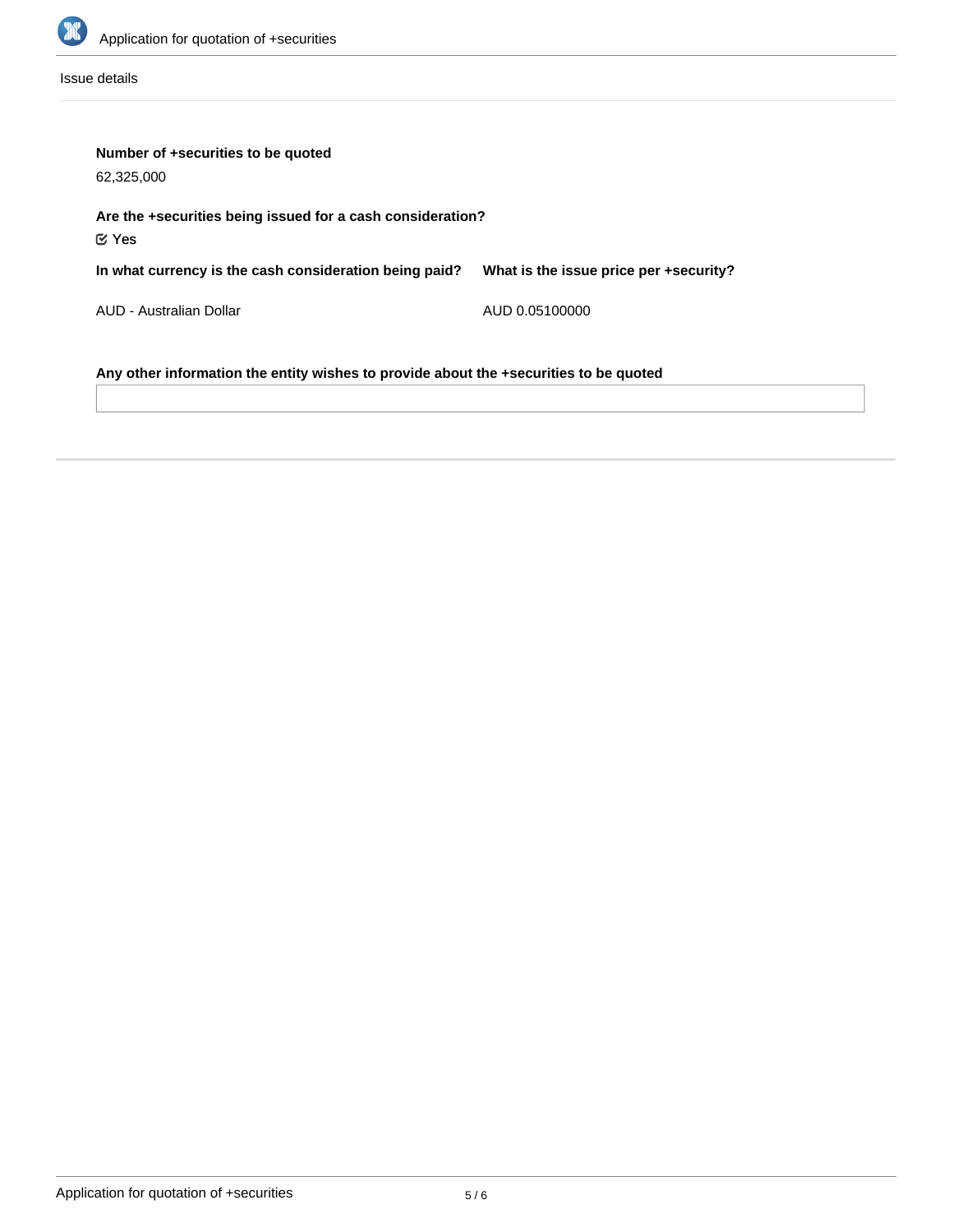Issue details

**Number of +securities to be quoted**

62,325,000

**Are the +securities being issued for a cash consideration?**

☑ Yes

| In what currency is the cash consideration being paid? | What is the issue price per +security? |
| --- | --- |
| AUD - Australian Dollar | AUD 0.05100000 |

**Any other information the entity wishes to provide about the +securities to be quoted**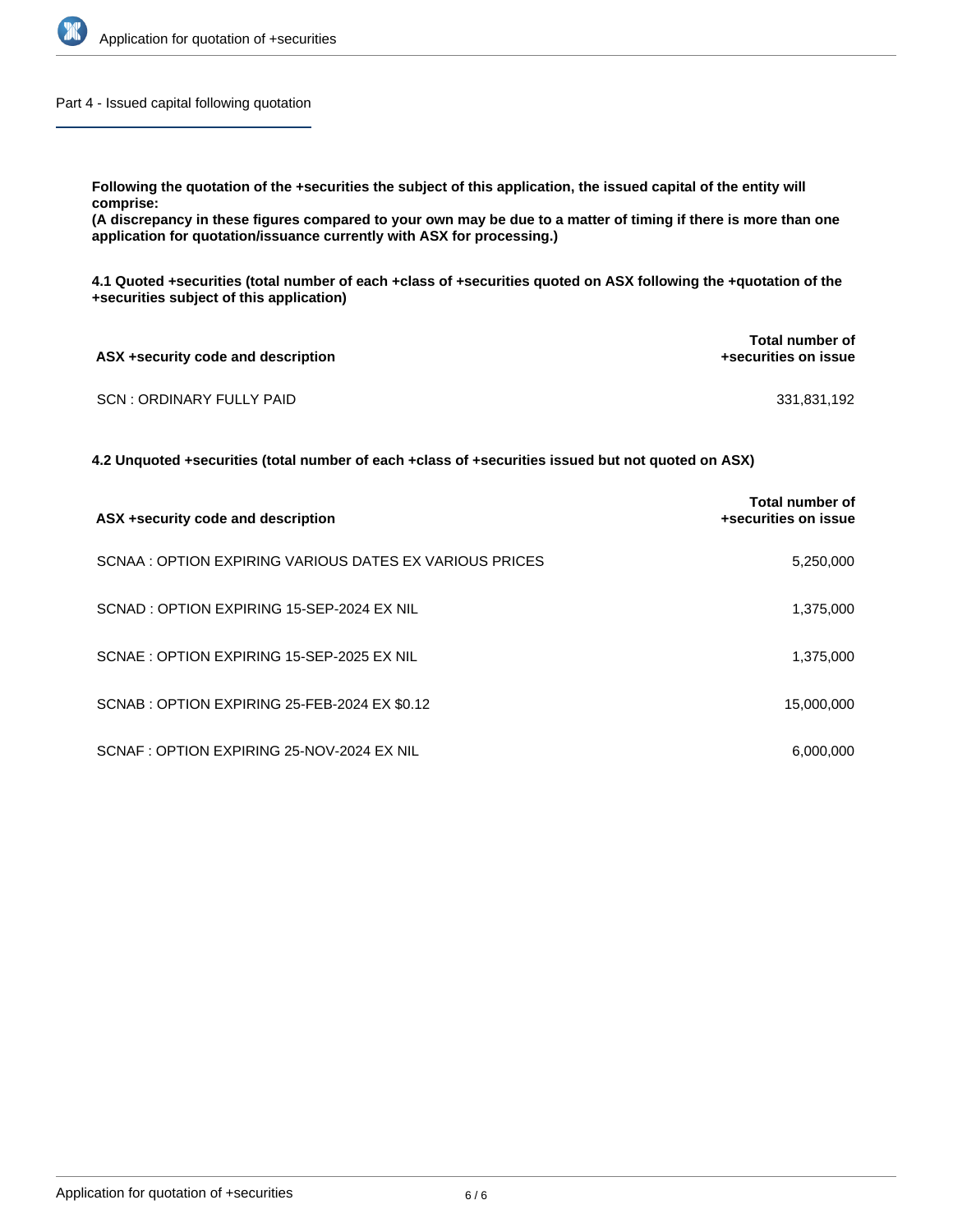## Part 4 - Issued capital following quotation

**Following the quotation of the +securities the subject of this application, the issued capital of the entity will comprise:**
**(A discrepancy in these figures compared to your own may be due to a matter of timing if there is more than one application for quotation/issuance currently with ASX for processing.)**

**4.1 Quoted +securities (total number of each +class of +securities quoted on ASX following the +quotation of the +securities subject of this application)**

| ASX +security code and description | Total number of +securities on issue |
| --- | --- |
| SCN : ORDINARY FULLY PAID | 331,831,192 |

**4.2 Unquoted +securities (total number of each +class of +securities issued but not quoted on ASX)**

| ASX +security code and description | Total number of +securities on issue |
| --- | --- |
| SCNAA : OPTION EXPIRING VARIOUS DATES EX VARIOUS PRICES | 5,250,000 |
| SCNAD : OPTION EXPIRING 15-SEP-2024 EX NIL | 1,375,000 |
| SCNAE : OPTION EXPIRING 15-SEP-2025 EX NIL | 1,375,000 |
| SCNAB : OPTION EXPIRING 25-FEB-2024 EX $0.12 | 15,000,000 |
| SCNAF : OPTION EXPIRING 25-NOV-2024 EX NIL | 6,000,000 |